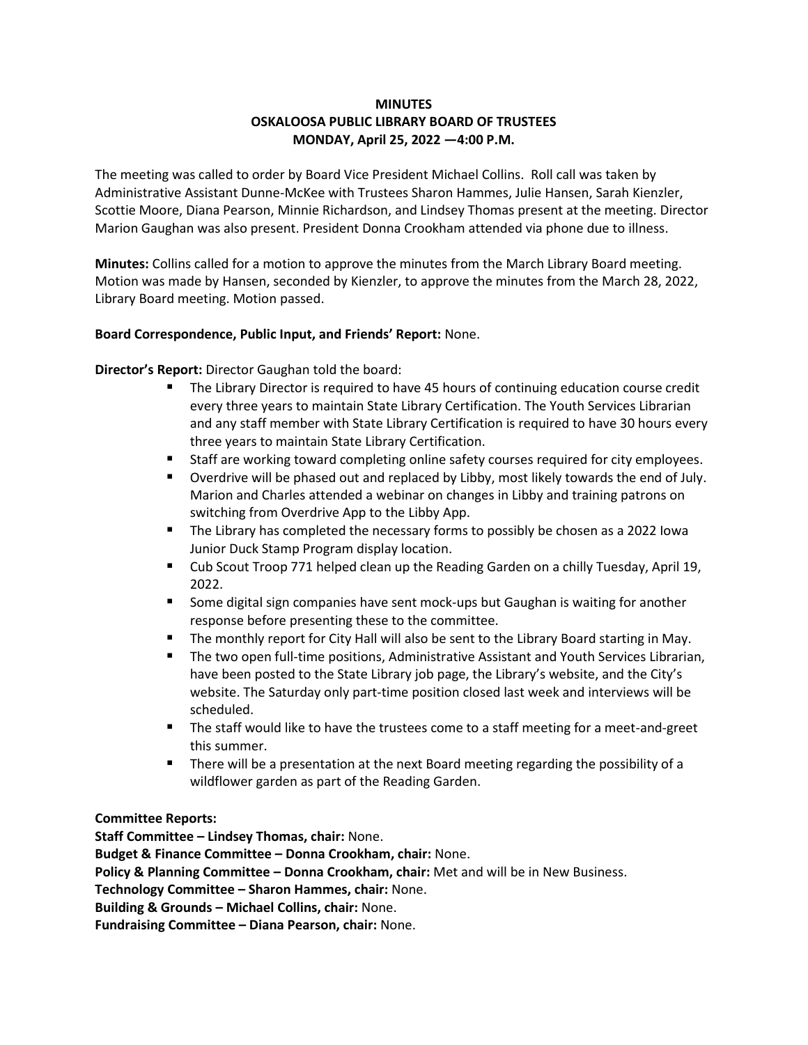**MINUTES**
**OSKALOOSA PUBLIC LIBRARY BOARD OF TRUSTEES**
**MONDAY, April 25, 2022 —4:00 P.M.**

The meeting was called to order by Board Vice President Michael Collins. Roll call was taken by Administrative Assistant Dunne-McKee with Trustees Sharon Hammes, Julie Hansen, Sarah Kienzler, Scottie Moore, Diana Pearson, Minnie Richardson, and Lindsey Thomas present at the meeting. Director Marion Gaughan was also present. President Donna Crookham attended via phone due to illness.

**Minutes:** Collins called for a motion to approve the minutes from the March Library Board meeting. Motion was made by Hansen, seconded by Kienzler, to approve the minutes from the March 28, 2022, Library Board meeting. Motion passed.

**Board Correspondence, Public Input, and Friends' Report:** None.

**Director's Report:** Director Gaughan told the board:

- The Library Director is required to have 45 hours of continuing education course credit every three years to maintain State Library Certification. The Youth Services Librarian and any staff member with State Library Certification is required to have 30 hours every three years to maintain State Library Certification.
- Staff are working toward completing online safety courses required for city employees.
- Overdrive will be phased out and replaced by Libby, most likely towards the end of July. Marion and Charles attended a webinar on changes in Libby and training patrons on switching from Overdrive App to the Libby App.
- The Library has completed the necessary forms to possibly be chosen as a 2022 Iowa Junior Duck Stamp Program display location.
- Cub Scout Troop 771 helped clean up the Reading Garden on a chilly Tuesday, April 19, 2022.
- Some digital sign companies have sent mock-ups but Gaughan is waiting for another response before presenting these to the committee.
- The monthly report for City Hall will also be sent to the Library Board starting in May.
- The two open full-time positions, Administrative Assistant and Youth Services Librarian, have been posted to the State Library job page, the Library's website, and the City's website. The Saturday only part-time position closed last week and interviews will be scheduled.
- The staff would like to have the trustees come to a staff meeting for a meet-and-greet this summer.
- There will be a presentation at the next Board meeting regarding the possibility of a wildflower garden as part of the Reading Garden.

**Committee Reports:**
**Staff Committee – Lindsey Thomas, chair:** None.
**Budget & Finance Committee – Donna Crookham, chair:** None.
**Policy & Planning Committee – Donna Crookham, chair:** Met and will be in New Business.
**Technology Committee – Sharon Hammes, chair:** None.
**Building & Grounds – Michael Collins, chair:** None.
**Fundraising Committee – Diana Pearson, chair:** None.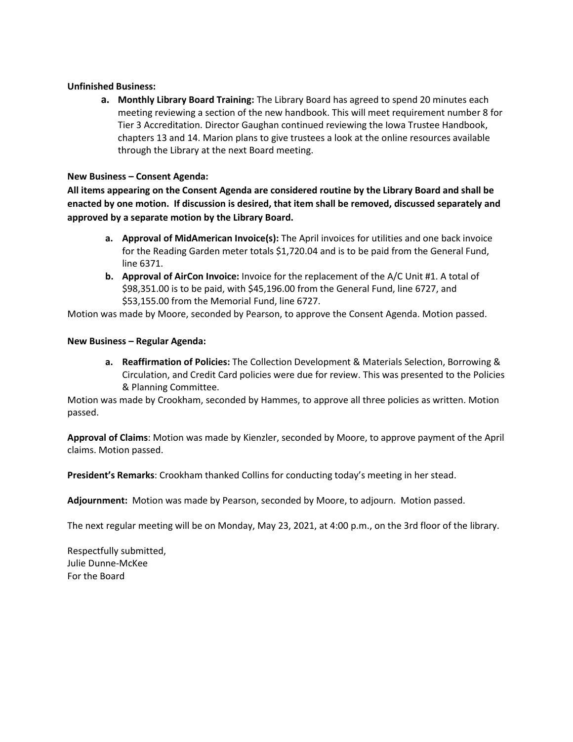**Unfinished Business:**

a. **Monthly Library Board Training:** The Library Board has agreed to spend 20 minutes each meeting reviewing a section of the new handbook. This will meet requirement number 8 for Tier 3 Accreditation. Director Gaughan continued reviewing the Iowa Trustee Handbook, chapters 13 and 14. Marion plans to give trustees a look at the online resources available through the Library at the next Board meeting.

**New Business – Consent Agenda:**

**All items appearing on the Consent Agenda are considered routine by the Library Board and shall be enacted by one motion. If discussion is desired, that item shall be removed, discussed separately and approved by a separate motion by the Library Board.**

a. **Approval of MidAmerican Invoice(s):** The April invoices for utilities and one back invoice for the Reading Garden meter totals $1,720.04 and is to be paid from the General Fund, line 6371.

b. **Approval of AirCon Invoice:** Invoice for the replacement of the A/C Unit #1. A total of $98,351.00 is to be paid, with $45,196.00 from the General Fund, line 6727, and $53,155.00 from the Memorial Fund, line 6727.

Motion was made by Moore, seconded by Pearson, to approve the Consent Agenda. Motion passed.

**New Business – Regular Agenda:**

a. **Reaffirmation of Policies:** The Collection Development & Materials Selection, Borrowing & Circulation, and Credit Card policies were due for review. This was presented to the Policies & Planning Committee.

Motion was made by Crookham, seconded by Hammes, to approve all three policies as written. Motion passed.

**Approval of Claims**: Motion was made by Kienzler, seconded by Moore, to approve payment of the April claims. Motion passed.

**President's Remarks**: Crookham thanked Collins for conducting today's meeting in her stead.

**Adjournment:** Motion was made by Pearson, seconded by Moore, to adjourn. Motion passed.

The next regular meeting will be on Monday, May 23, 2021, at 4:00 p.m., on the 3rd floor of the library.

Respectfully submitted,
Julie Dunne-McKee
For the Board